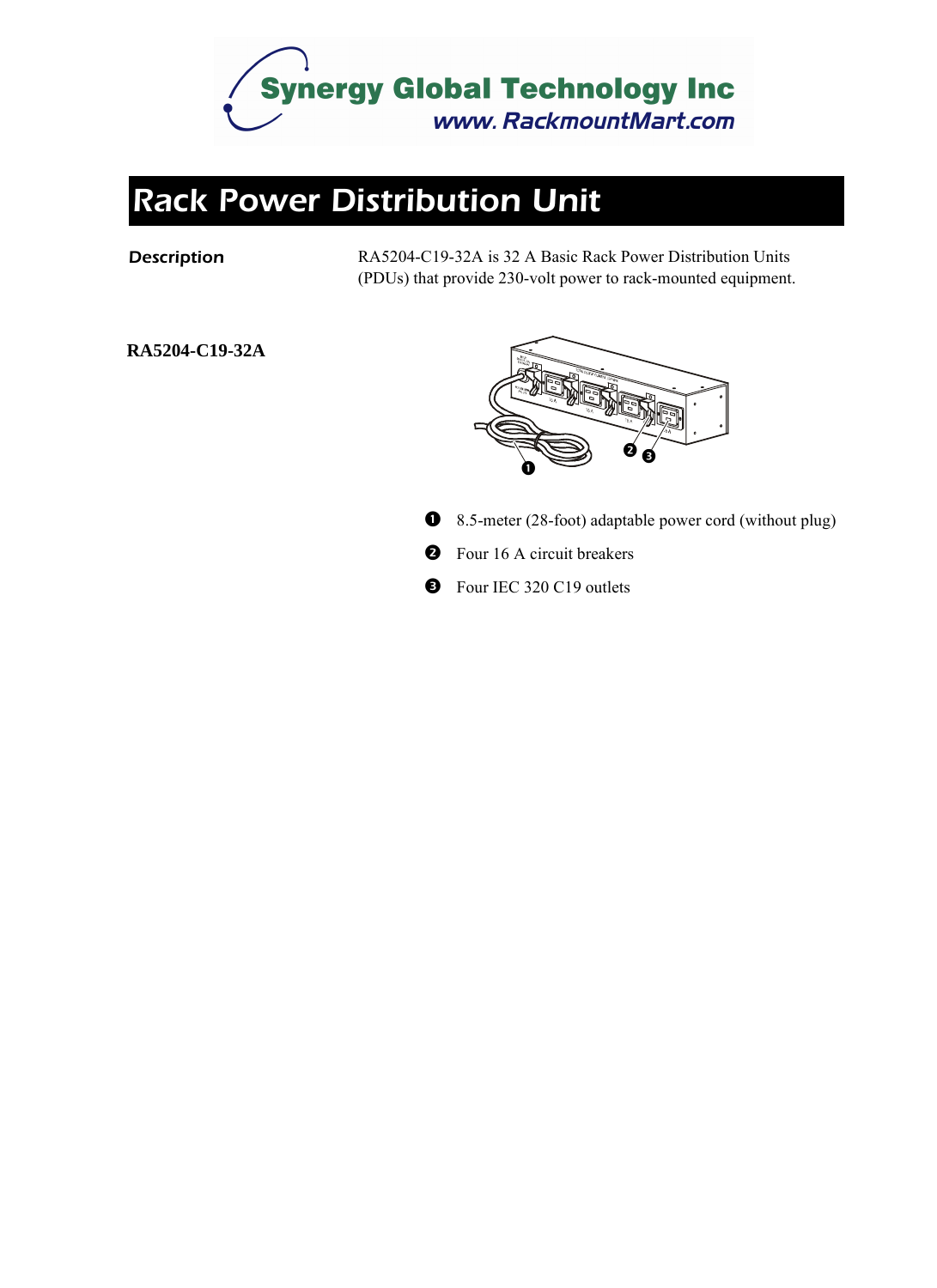Synergy Global Technology Inc
www. RackmountMart.com

# Rack Power Distribution Unit

**Description**

RA5204-C19-32A is 32 A Basic Rack Power Distribution Units (PDUs) that provide 230-volt power to rack-mounted equipment.

**RA5204-C19-32A**

1. 8.5-meter (28-foot) adaptable power cord (without plug)
2. Four 16 A circuit breakers
3. Four IEC 320 C19 outlets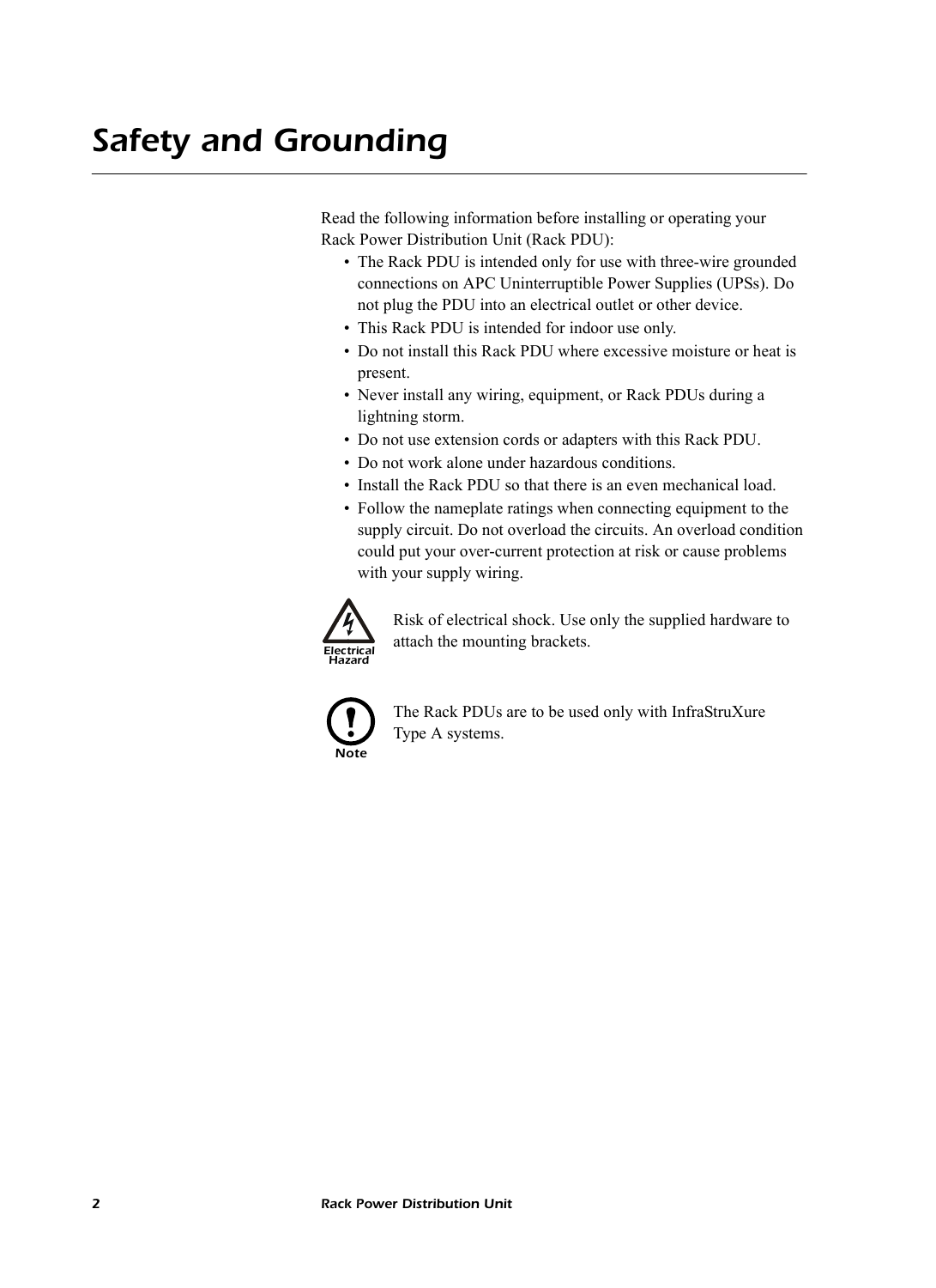# Safety and Grounding

Read the following information before installing or operating your Rack Power Distribution Unit (Rack PDU):

- The Rack PDU is intended only for use with three-wire grounded connections on APC Uninterruptible Power Supplies (UPSs). Do not plug the PDU into an electrical outlet or other device.
- This Rack PDU is intended for indoor use only.
- Do not install this Rack PDU where excessive moisture or heat is present.
- Never install any wiring, equipment, or Rack PDUs during a lightning storm.
- Do not use extension cords or adapters with this Rack PDU.
- Do not work alone under hazardous conditions.
- Install the Rack PDU so that there is an even mechanical load.
- Follow the nameplate ratings when connecting equipment to the supply circuit. Do not overload the circuits. An overload condition could put your over-current protection at risk or cause problems with your supply wiring.

Electrical Hazard

Risk of electrical shock. Use only the supplied hardware to attach the mounting brackets.

Note

The Rack PDUs are to be used only with InfraStruXure Type A systems.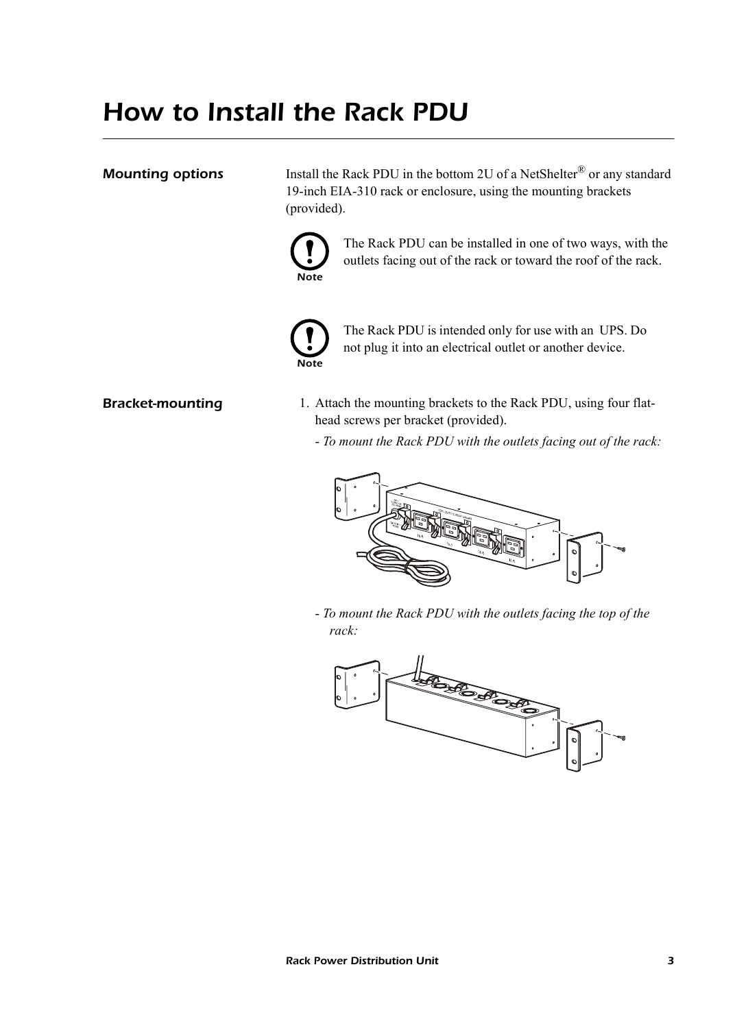# How to Install the Rack PDU

## Mounting options

Install the Rack PDU in the bottom 2U of a NetShelter® or any standard 19-inch EIA-310 rack or enclosure, using the mounting brackets (provided).

**Note:** The Rack PDU can be installed in one of two ways, with the outlets facing out of the rack or toward the roof of the rack.

**Note:** The Rack PDU is intended only for use with an UPS. Do not plug it into an electrical outlet or another device.

## Bracket-mounting

1. Attach the mounting brackets to the Rack PDU, using four flat-head screws per bracket (provided).

   - *To mount the Rack PDU with the outlets facing out of the rack:*

   - *To mount the Rack PDU with the outlets facing the top of the rack:*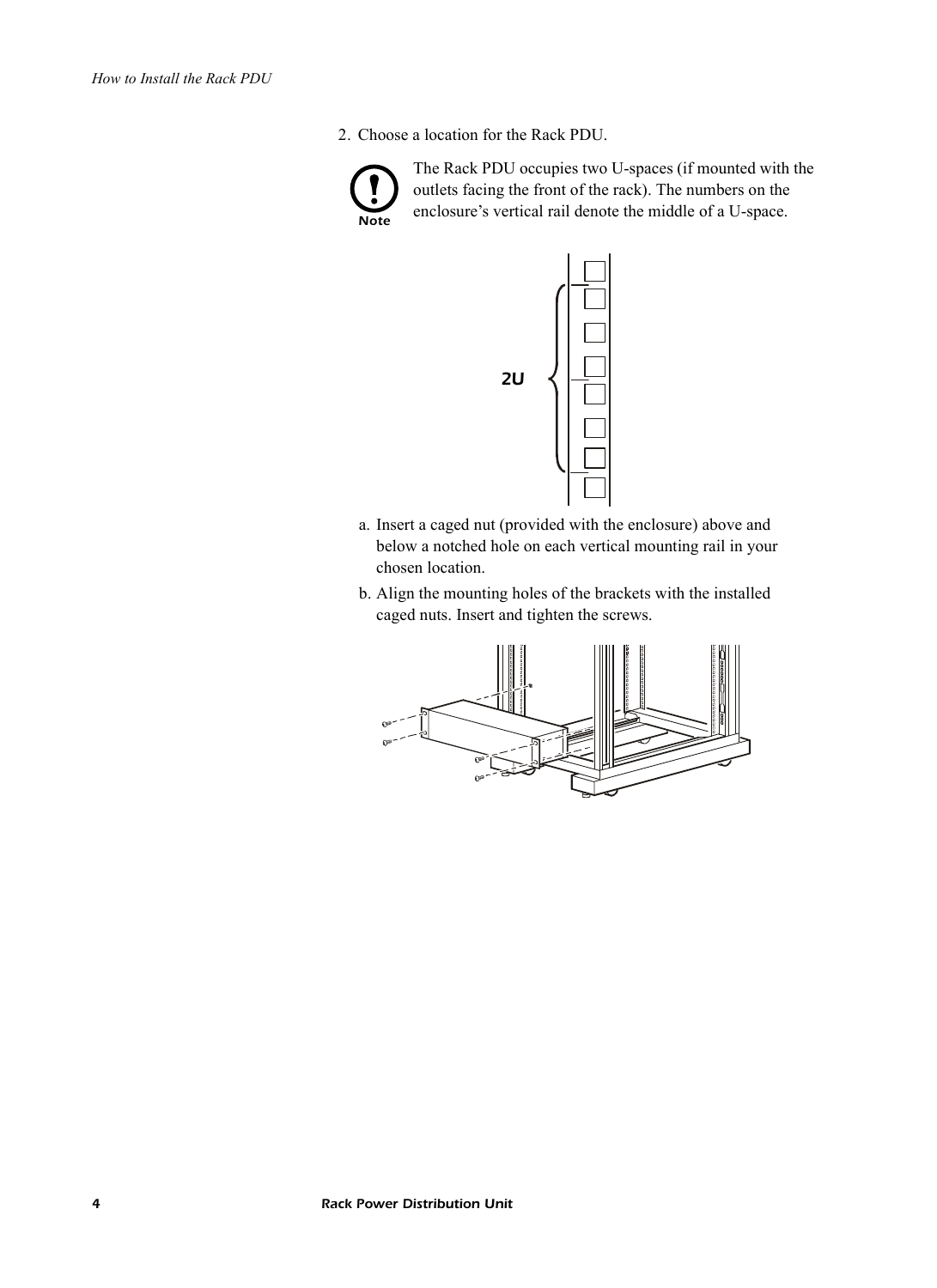2. Choose a location for the Rack PDU.

**Note:** The Rack PDU occupies two U-spaces (if mounted with the outlets facing the front of the rack). The numbers on the enclosure's vertical rail denote the middle of a U-space.

   a. Insert a caged nut (provided with the enclosure) above and below a notched hole on each vertical mounting rail in your chosen location.

   b. Align the mounting holes of the brackets with the installed caged nuts. Insert and tighten the screws.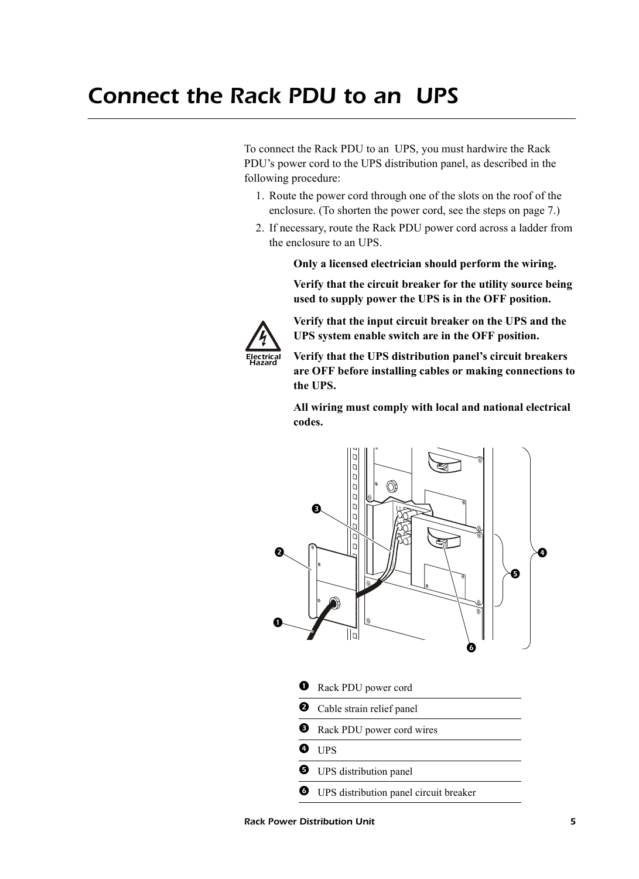# Connect the Rack PDU to an  UPS

To connect the Rack PDU to an  UPS, you must hardwire the Rack PDU's power cord to the UPS distribution panel, as described in the following procedure:

1. Route the power cord through one of the slots on the roof of the enclosure. (To shorten the power cord, see the steps on page 7.)
2. If necessary, route the Rack PDU power cord across a ladder from the enclosure to an UPS.

Electrical Hazard

**Only a licensed electrician should perform the wiring.**

**Verify that the circuit breaker for the utility source being used to supply power the UPS is in the OFF position.**

**Verify that the input circuit breaker on the UPS and the UPS system enable switch are in the OFF position.**

**Verify that the UPS distribution panel's circuit breakers are OFF before installing cables or making connections to the UPS.**

**All wiring must comply with local and national electrical codes.**

| | |
|---|---|
| ❶ | Rack PDU power cord |
| ❷ | Cable strain relief panel |
| ❸ | Rack PDU power cord wires |
| ❹ | UPS |
| ❺ | UPS distribution panel |
| ❻ | UPS distribution panel circuit breaker |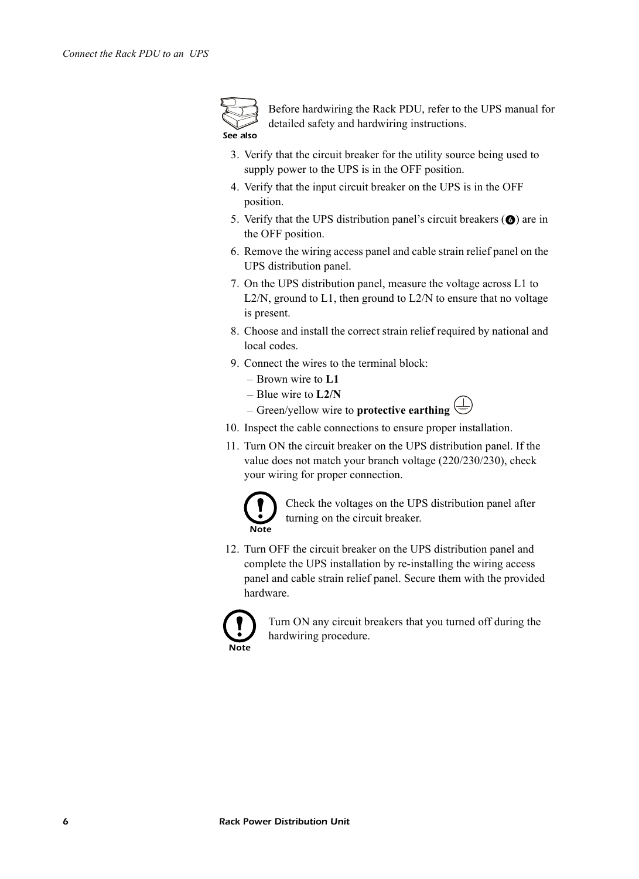See also

Before hardwiring the Rack PDU, refer to the UPS manual for detailed safety and hardwiring instructions.

3. Verify that the circuit breaker for the utility source being used to supply power to the UPS is in the OFF position.
4. Verify that the input circuit breaker on the UPS is in the OFF position.
5. Verify that the UPS distribution panel's circuit breakers (❻) are in the OFF position.
6. Remove the wiring access panel and cable strain relief panel on the UPS distribution panel.
7. On the UPS distribution panel, measure the voltage across L1 to L2/N, ground to L1, then ground to L2/N to ensure that no voltage is present.
8. Choose and install the correct strain relief required by national and local codes.
9. Connect the wires to the terminal block:
   – Brown wire to **L1**
   – Blue wire to **L2/N**
   – Green/yellow wire to **protective earthing** ⏚
10. Inspect the cable connections to ensure proper installation.
11. Turn ON the circuit breaker on the UPS distribution panel. If the value does not match your branch voltage (220/230/230), check your wiring for proper connection.

    Note

    Check the voltages on the UPS distribution panel after turning on the circuit breaker.

12. Turn OFF the circuit breaker on the UPS distribution panel and complete the UPS installation by re-installing the wiring access panel and cable strain relief panel. Secure them with the provided hardware.

Note

Turn ON any circuit breakers that you turned off during the hardwiring procedure.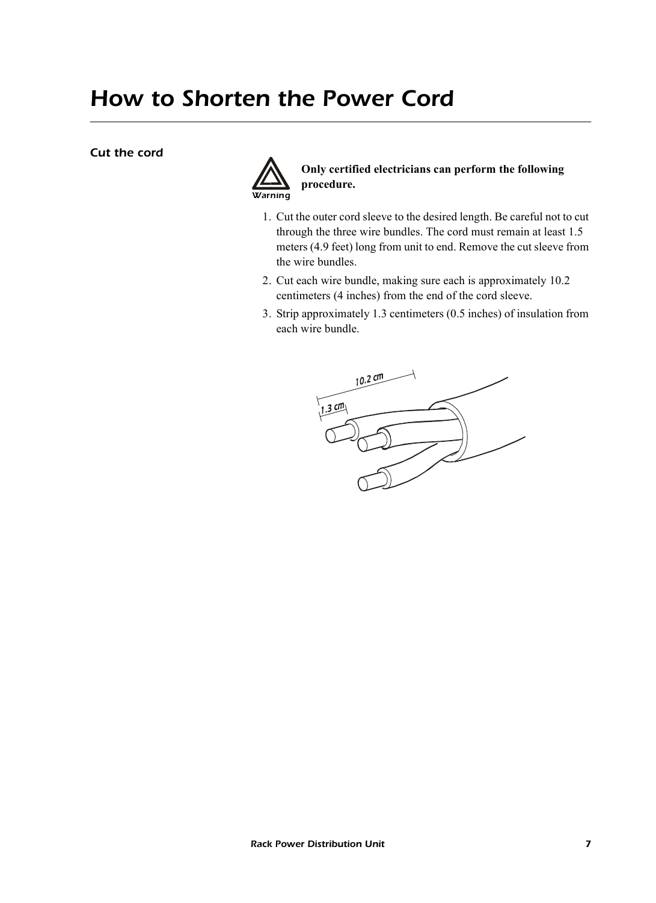# How to Shorten the Power Cord

## Cut the cord

Warning

**Only certified electricians can perform the following procedure.**

1. Cut the outer cord sleeve to the desired length. Be careful not to cut through the three wire bundles. The cord must remain at least 1.5 meters (4.9 feet) long from unit to end. Remove the cut sleeve from the wire bundles.
2. Cut each wire bundle, making sure each is approximately 10.2 centimeters (4 inches) from the end of the cord sleeve.
3. Strip approximately 1.3 centimeters (0.5 inches) of insulation from each wire bundle.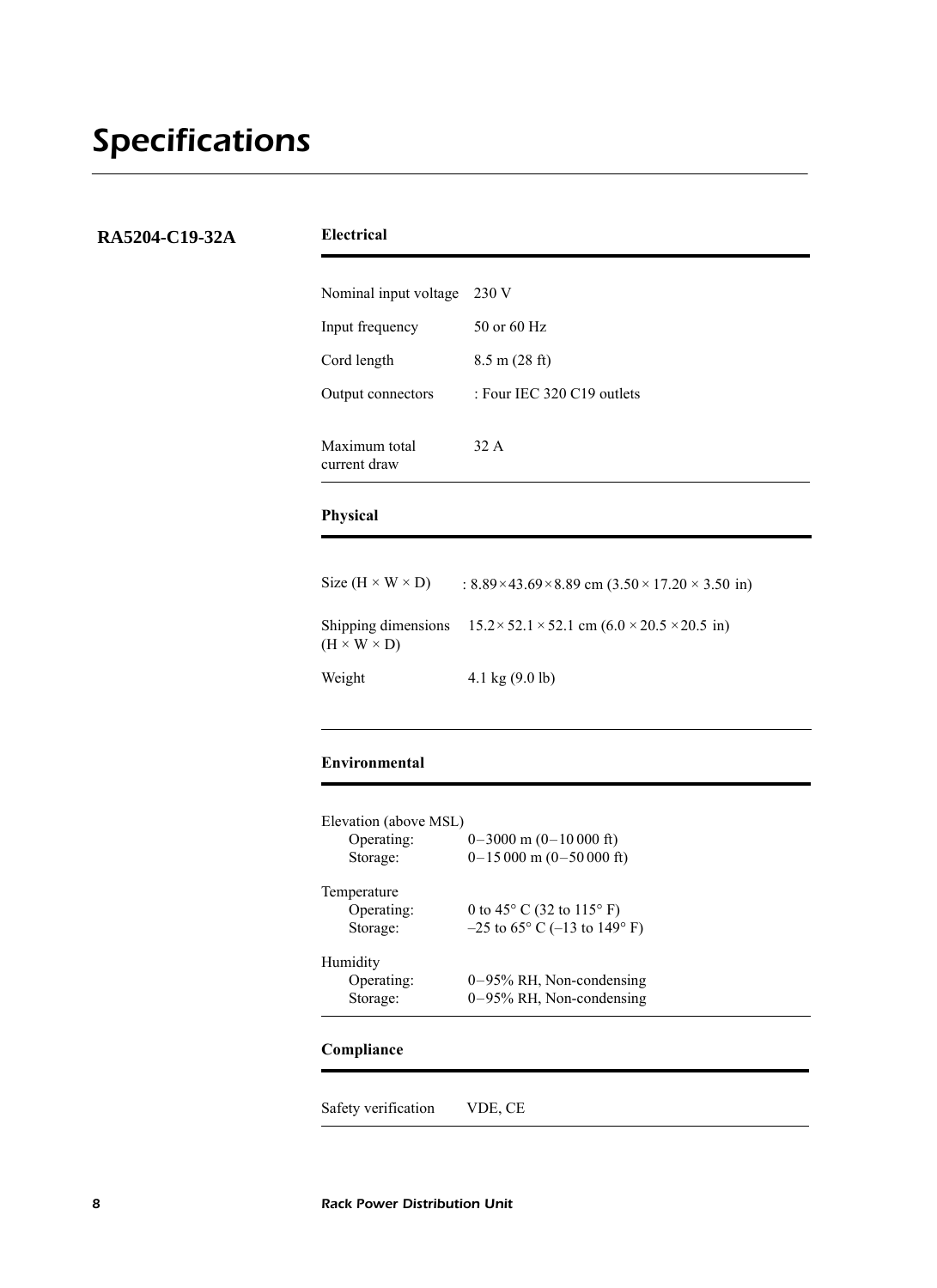# Specifications

## RA5204-C19-32A

### Electrical

| | |
|---|---|
| Nominal input voltage | 230 V |
| Input frequency | 50 or 60 Hz |
| Cord length | 8.5 m (28 ft) |
| Output connectors | : Four IEC 320 C19 outlets |
| Maximum total current draw | 32 A |

### Physical

| | |
|---|---|
| Size (H × W × D) | : 8.89 × 43.69 × 8.89 cm (3.50 × 17.20 × 3.50 in) |
| Shipping dimensions (H × W × D) | 15.2 × 52.1 × 52.1 cm (6.0 × 20.5 × 20.5 in) |
| Weight | 4.1 kg (9.0 lb) |

### Environmental

| | |
|---|---|
| Elevation (above MSL) | |
| Operating: | 0–3000 m (0–10 000 ft) |
| Storage: | 0–15 000 m (0–50 000 ft) |
| Temperature | |
| Operating: | 0 to 45° C (32 to 115° F) |
| Storage: | –25 to 65° C (–13 to 149° F) |
| Humidity | |
| Operating: | 0–95% RH, Non-condensing |
| Storage: | 0–95% RH, Non-condensing |

### Compliance

| | |
|---|---|
| Safety verification | VDE, CE |